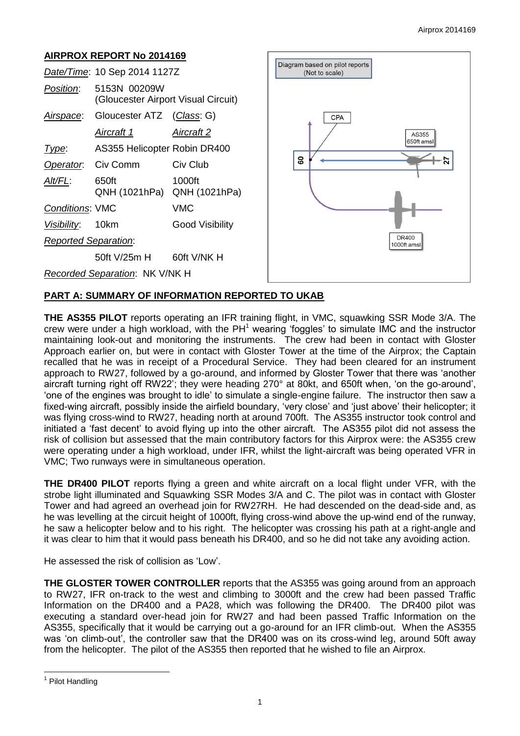## AIRPROX REPORT No 2014169

| | | |
|---|---|---|
| *Date/Time*: | 10 Sep 2014 1127Z | |
| *Position*: | 5153N 00209W (Gloucester Airport Visual Circuit) | |
| *Airspace*: | Gloucester ATZ | (*Class*: G) |
| | *Aircraft 1* | *Aircraft 2* |
| *Type*: | AS355 Helicopter | Robin DR400 |
| *Operator*: | Civ Comm | Civ Club |
| *Alt/FL*: | 650ft QNH (1021hPa) | 1000ft QNH (1021hPa) |
| *Conditions*: | VMC | VMC |
| *Visibility*: | 10km | Good Visibility |
| *Reported Separation*: | | |
| | 50ft V/25m H | 60ft V/NK H |
| *Recorded Separation*: | NK V/NK H | |

Diagram based on pilot reports (Not to scale)

CPA

AS355 650ft amsl

09

27

DR400 1000ft amsl

## PART A: SUMMARY OF INFORMATION REPORTED TO UKAB

**THE AS355 PILOT** reports operating an IFR training flight, in VMC, squawking SSR Mode 3/A. The crew were under a high workload, with the PH[1] wearing 'foggles' to simulate IMC and the instructor maintaining look-out and monitoring the instruments. The crew had been in contact with Gloster Approach earlier on, but were in contact with Gloster Tower at the time of the Airprox; the Captain recalled that he was in receipt of a Procedural Service. They had been cleared for an instrument approach to RW27, followed by a go-around, and informed by Gloster Tower that there was 'another aircraft turning right off RW22'; they were heading 270° at 80kt, and 650ft when, 'on the go-around', 'one of the engines was brought to idle' to simulate a single-engine failure. The instructor then saw a fixed-wing aircraft, possibly inside the airfield boundary, 'very close' and 'just above' their helicopter; it was flying cross-wind to RW27, heading north at around 700ft. The AS355 instructor took control and initiated a 'fast decent' to avoid flying up into the other aircraft. The AS355 pilot did not assess the risk of collision but assessed that the main contributory factors for this Airprox were: the AS355 crew were operating under a high workload, under IFR, whilst the light-aircraft was being operated VFR in VMC; Two runways were in simultaneous operation.

**THE DR400 PILOT** reports flying a green and white aircraft on a local flight under VFR, with the strobe light illuminated and Squawking SSR Modes 3/A and C. The pilot was in contact with Gloster Tower and had agreed an overhead join for RW27RH. He had descended on the dead-side and, as he was levelling at the circuit height of 1000ft, flying cross-wind above the up-wind end of the runway, he saw a helicopter below and to his right. The helicopter was crossing his path at a right-angle and it was clear to him that it would pass beneath his DR400, and so he did not take any avoiding action.

He assessed the risk of collision as 'Low'.

**THE GLOSTER TOWER CONTROLLER** reports that the AS355 was going around from an approach to RW27, IFR on-track to the west and climbing to 3000ft and the crew had been passed Traffic Information on the DR400 and a PA28, which was following the DR400. The DR400 pilot was executing a standard over-head join for RW27 and had been passed Traffic Information on the AS355, specifically that it would be carrying out a go-around for an IFR climb-out. When the AS355 was 'on climb-out', the controller saw that the DR400 was on its cross-wind leg, around 50ft away from the helicopter. The pilot of the AS355 then reported that he wished to file an Airprox.

[1] Pilot Handling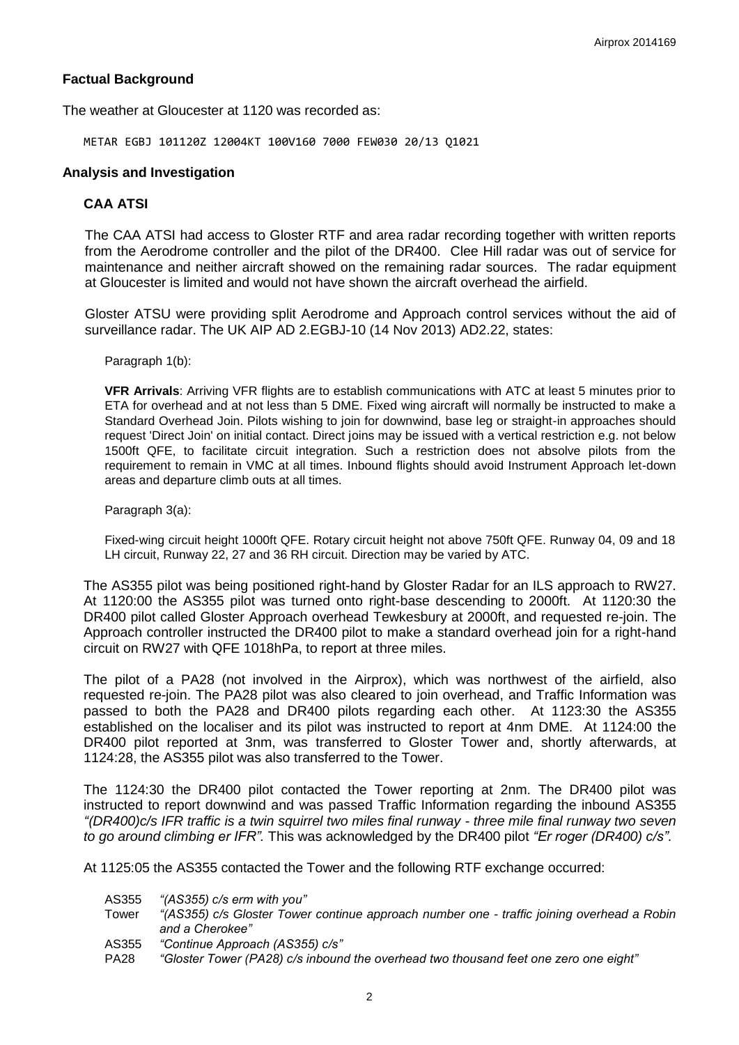## Factual Background

The weather at Gloucester at 1120 was recorded as:

```
METAR EGBJ 101120Z 12004KT 100V160 7000 FEW030 20/13 Q1021
```

## Analysis and Investigation

### CAA ATSI

The CAA ATSI had access to Gloster RTF and area radar recording together with written reports from the Aerodrome controller and the pilot of the DR400. Clee Hill radar was out of service for maintenance and neither aircraft showed on the remaining radar sources. The radar equipment at Gloucester is limited and would not have shown the aircraft overhead the airfield.

Gloster ATSU were providing split Aerodrome and Approach control services without the aid of surveillance radar. The UK AIP AD 2.EGBJ-10 (14 Nov 2013) AD2.22, states:

> Paragraph 1(b):
>
> **VFR Arrivals**: Arriving VFR flights are to establish communications with ATC at least 5 minutes prior to ETA for overhead and at not less than 5 DME. Fixed wing aircraft will normally be instructed to make a Standard Overhead Join. Pilots wishing to join for downwind, base leg or straight-in approaches should request 'Direct Join' on initial contact. Direct joins may be issued with a vertical restriction e.g. not below 1500ft QFE, to facilitate circuit integration. Such a restriction does not absolve pilots from the requirement to remain in VMC at all times. Inbound flights should avoid Instrument Approach let-down areas and departure climb outs at all times.
>
> Paragraph 3(a):
>
> Fixed-wing circuit height 1000ft QFE. Rotary circuit height not above 750ft QFE. Runway 04, 09 and 18 LH circuit, Runway 22, 27 and 36 RH circuit. Direction may be varied by ATC.

The AS355 pilot was being positioned right-hand by Gloster Radar for an ILS approach to RW27. At 1120:00 the AS355 pilot was turned onto right-base descending to 2000ft. At 1120:30 the DR400 pilot called Gloster Approach overhead Tewkesbury at 2000ft, and requested re-join. The Approach controller instructed the DR400 pilot to make a standard overhead join for a right-hand circuit on RW27 with QFE 1018hPa, to report at three miles.

The pilot of a PA28 (not involved in the Airprox), which was northwest of the airfield, also requested re-join. The PA28 pilot was also cleared to join overhead, and Traffic Information was passed to both the PA28 and DR400 pilots regarding each other. At 1123:30 the AS355 established on the localiser and its pilot was instructed to report at 4nm DME. At 1124:00 the DR400 pilot reported at 3nm, was transferred to Gloster Tower and, shortly afterwards, at 1124:28, the AS355 pilot was also transferred to the Tower.

The 1124:30 the DR400 pilot contacted the Tower reporting at 2nm. The DR400 pilot was instructed to report downwind and was passed Traffic Information regarding the inbound AS355 *"(DR400)c/s IFR traffic is a twin squirrel two miles final runway - three mile final runway two seven to go around climbing er IFR"*. This was acknowledged by the DR400 pilot *"Er roger (DR400) c/s"*.

At 1125:05 the AS355 contacted the Tower and the following RTF exchange occurred:

| | |
|---|---|
| AS355 | *"(AS355) c/s erm with you"* |
| Tower | *"(AS355) c/s Gloster Tower continue approach number one - traffic joining overhead a Robin and a Cherokee"* |
| AS355 | *"Continue Approach (AS355) c/s"* |
| PA28 | *"Gloster Tower (PA28) c/s inbound the overhead two thousand feet one zero one eight"* |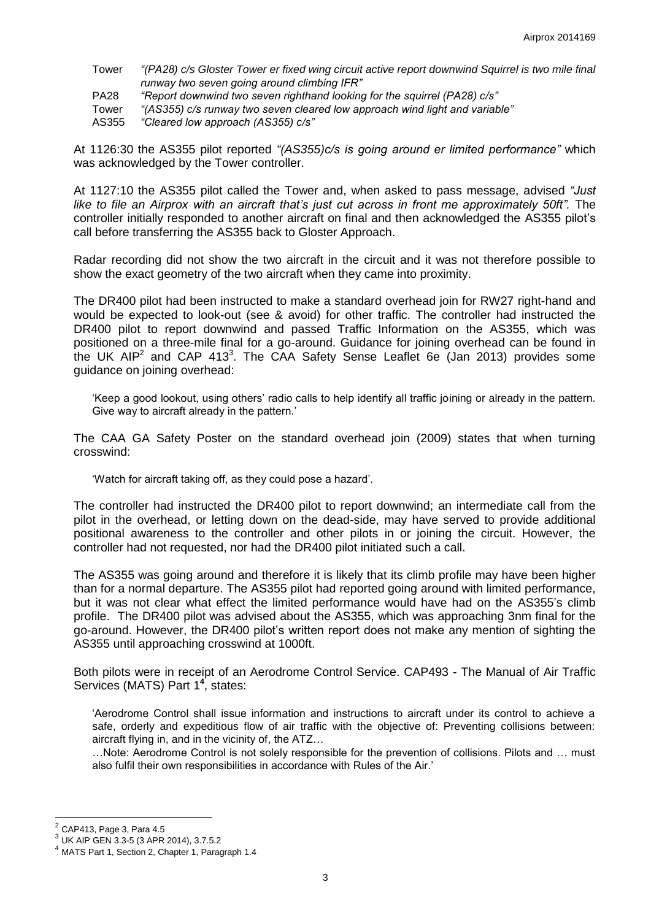Tower *"(PA28) c/s Gloster Tower er fixed wing circuit active report downwind Squirrel is two mile final runway two seven going around climbing IFR"*

PA28 *"Report downwind two seven righthand looking for the squirrel (PA28) c/s"*

Tower *"(AS355) c/s runway two seven cleared low approach wind light and variable"*

AS355 *"Cleared low approach (AS355) c/s"*

At 1126:30 the AS355 pilot reported *"(AS355)c/s is going around er limited performance"* which was acknowledged by the Tower controller.

At 1127:10 the AS355 pilot called the Tower and, when asked to pass message, advised *"Just like to file an Airprox with an aircraft that's just cut across in front me approximately 50ft".* The controller initially responded to another aircraft on final and then acknowledged the AS355 pilot's call before transferring the AS355 back to Gloster Approach.

Radar recording did not show the two aircraft in the circuit and it was not therefore possible to show the exact geometry of the two aircraft when they came into proximity.

The DR400 pilot had been instructed to make a standard overhead join for RW27 right-hand and would be expected to look-out (see & avoid) for other traffic. The controller had instructed the DR400 pilot to report downwind and passed Traffic Information on the AS355, which was positioned on a three-mile final for a go-around. Guidance for joining overhead can be found in the UK AIP[2] and CAP 413[3]. The CAA Safety Sense Leaflet 6e (Jan 2013) provides some guidance on joining overhead:

> 'Keep a good lookout, using others' radio calls to help identify all traffic joining or already in the pattern. Give way to aircraft already in the pattern.'

The CAA GA Safety Poster on the standard overhead join (2009) states that when turning crosswind:

> 'Watch for aircraft taking off, as they could pose a hazard'.

The controller had instructed the DR400 pilot to report downwind; an intermediate call from the pilot in the overhead, or letting down on the dead-side, may have served to provide additional positional awareness to the controller and other pilots in or joining the circuit. However, the controller had not requested, nor had the DR400 pilot initiated such a call.

The AS355 was going around and therefore it is likely that its climb profile may have been higher than for a normal departure. The AS355 pilot had reported going around with limited performance, but it was not clear what effect the limited performance would have had on the AS355's climb profile. The DR400 pilot was advised about the AS355, which was approaching 3nm final for the go-around. However, the DR400 pilot's written report does not make any mention of sighting the AS355 until approaching crosswind at 1000ft.

Both pilots were in receipt of an Aerodrome Control Service. CAP493 - The Manual of Air Traffic Services (MATS) Part 1[4], states:

> 'Aerodrome Control shall issue information and instructions to aircraft under its control to achieve a safe, orderly and expeditious flow of air traffic with the objective of: Preventing collisions between: aircraft flying in, and in the vicinity of, the ATZ…
>
> …Note: Aerodrome Control is not solely responsible for the prevention of collisions. Pilots and … must also fulfil their own responsibilities in accordance with Rules of the Air.'

---

[2] CAP413, Page 3, Para 4.5

[3] UK AIP GEN 3.3-5 (3 APR 2014), 3.7.5.2

[4] MATS Part 1, Section 2, Chapter 1, Paragraph 1.4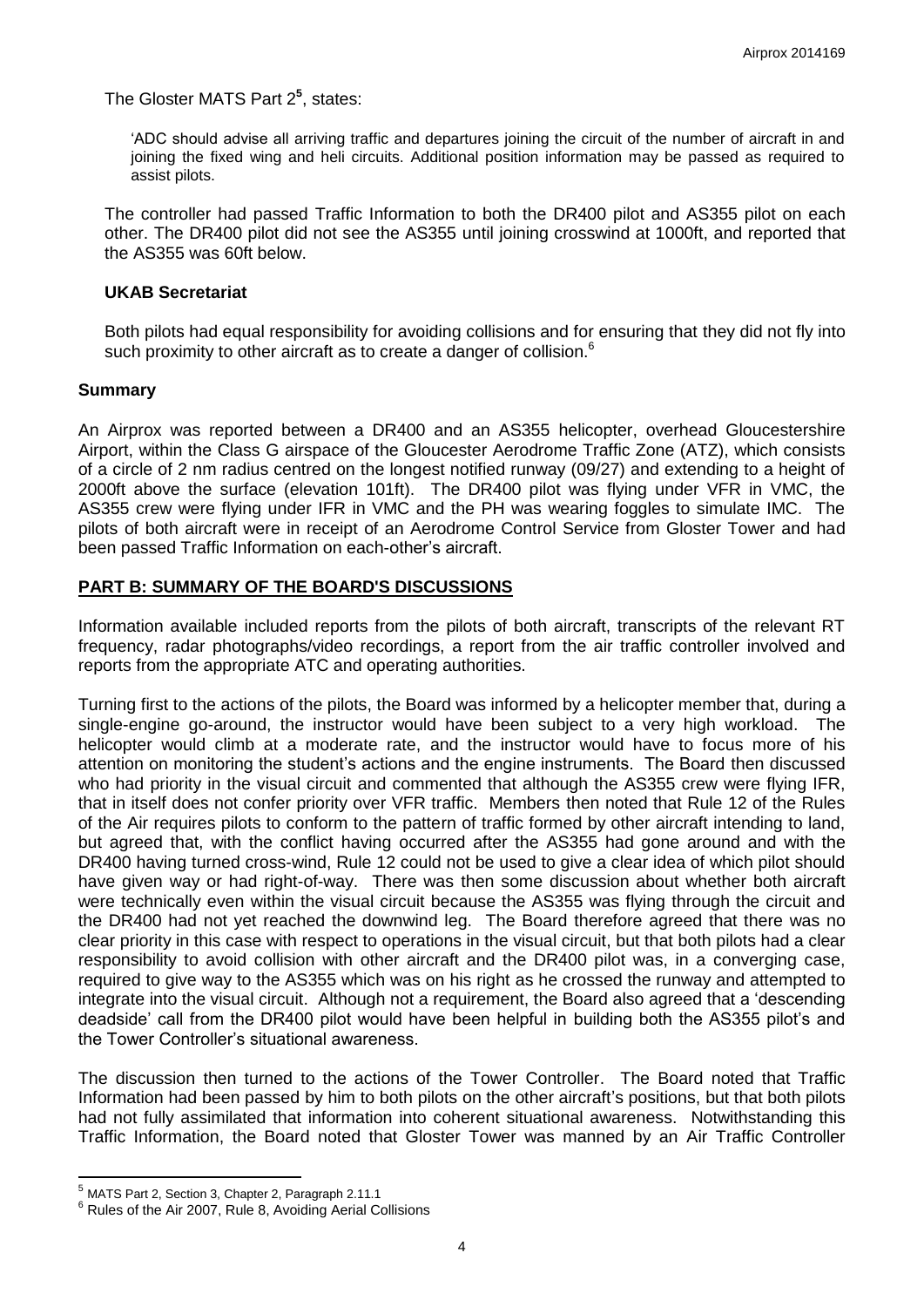The Gloster MATS Part 2[5], states:

> 'ADC should advise all arriving traffic and departures joining the circuit of the number of aircraft in and joining the fixed wing and heli circuits. Additional position information may be passed as required to assist pilots.

The controller had passed Traffic Information to both the DR400 pilot and AS355 pilot on each other. The DR400 pilot did not see the AS355 until joining crosswind at 1000ft, and reported that the AS355 was 60ft below.

### UKAB Secretariat

Both pilots had equal responsibility for avoiding collisions and for ensuring that they did not fly into such proximity to other aircraft as to create a danger of collision.[6]

## Summary

An Airprox was reported between a DR400 and an AS355 helicopter, overhead Gloucestershire Airport, within the Class G airspace of the Gloucester Aerodrome Traffic Zone (ATZ), which consists of a circle of 2 nm radius centred on the longest notified runway (09/27) and extending to a height of 2000ft above the surface (elevation 101ft). The DR400 pilot was flying under VFR in VMC, the AS355 crew were flying under IFR in VMC and the PH was wearing foggles to simulate IMC. The pilots of both aircraft were in receipt of an Aerodrome Control Service from Gloster Tower and had been passed Traffic Information on each-other's aircraft.

## PART B: SUMMARY OF THE BOARD'S DISCUSSIONS

Information available included reports from the pilots of both aircraft, transcripts of the relevant RT frequency, radar photographs/video recordings, a report from the air traffic controller involved and reports from the appropriate ATC and operating authorities.

Turning first to the actions of the pilots, the Board was informed by a helicopter member that, during a single-engine go-around, the instructor would have been subject to a very high workload. The helicopter would climb at a moderate rate, and the instructor would have to focus more of his attention on monitoring the student's actions and the engine instruments. The Board then discussed who had priority in the visual circuit and commented that although the AS355 crew were flying IFR, that in itself does not confer priority over VFR traffic. Members then noted that Rule 12 of the Rules of the Air requires pilots to conform to the pattern of traffic formed by other aircraft intending to land, but agreed that, with the conflict having occurred after the AS355 had gone around and with the DR400 having turned cross-wind, Rule 12 could not be used to give a clear idea of which pilot should have given way or had right-of-way. There was then some discussion about whether both aircraft were technically even within the visual circuit because the AS355 was flying through the circuit and the DR400 had not yet reached the downwind leg. The Board therefore agreed that there was no clear priority in this case with respect to operations in the visual circuit, but that both pilots had a clear responsibility to avoid collision with other aircraft and the DR400 pilot was, in a converging case, required to give way to the AS355 which was on his right as he crossed the runway and attempted to integrate into the visual circuit. Although not a requirement, the Board also agreed that a 'descending deadside' call from the DR400 pilot would have been helpful in building both the AS355 pilot's and the Tower Controller's situational awareness.

The discussion then turned to the actions of the Tower Controller. The Board noted that Traffic Information had been passed by him to both pilots on the other aircraft's positions, but that both pilots had not fully assimilated that information into coherent situational awareness. Notwithstanding this Traffic Information, the Board noted that Gloster Tower was manned by an Air Traffic Controller

---

[5] MATS Part 2, Section 3, Chapter 2, Paragraph 2.11.1

[6] Rules of the Air 2007, Rule 8, Avoiding Aerial Collisions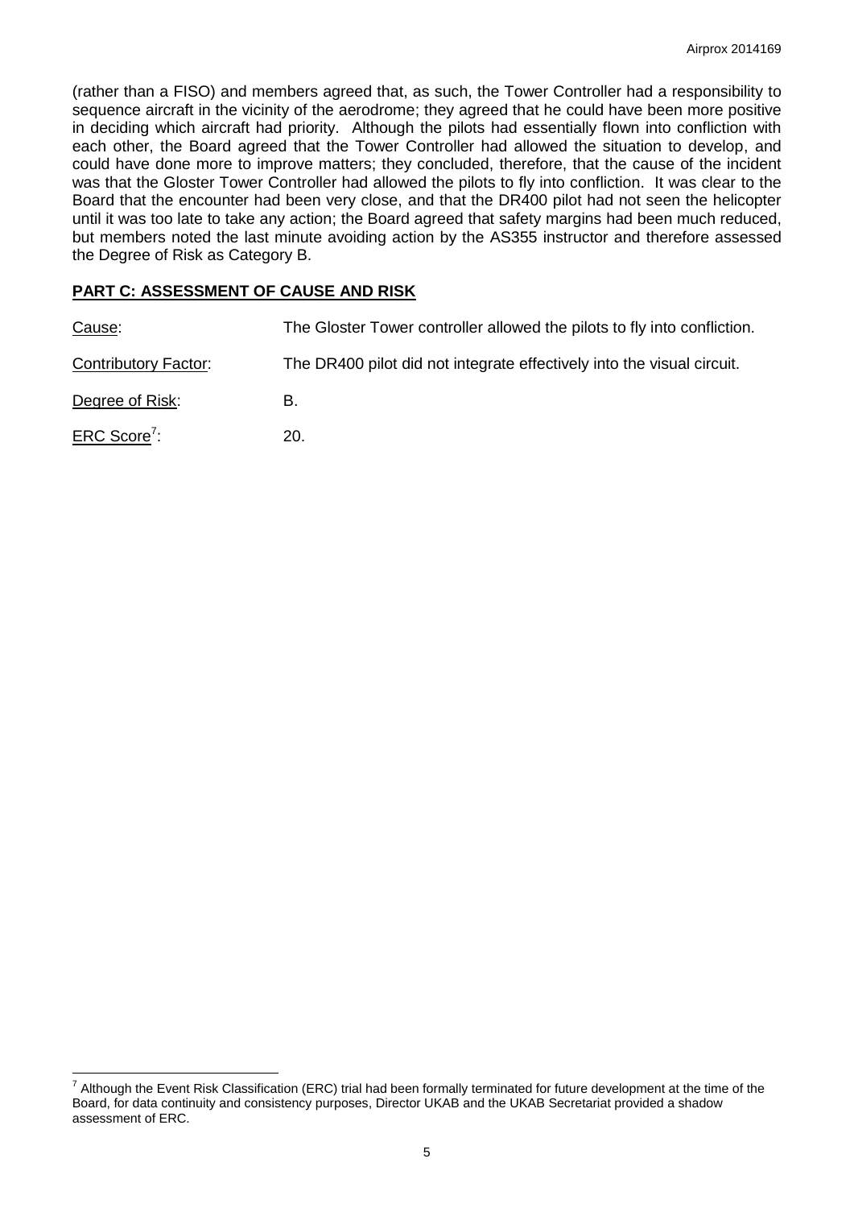(rather than a FISO) and members agreed that, as such, the Tower Controller had a responsibility to sequence aircraft in the vicinity of the aerodrome; they agreed that he could have been more positive in deciding which aircraft had priority. Although the pilots had essentially flown into confliction with each other, the Board agreed that the Tower Controller had allowed the situation to develop, and could have done more to improve matters; they concluded, therefore, that the cause of the incident was that the Gloster Tower Controller had allowed the pilots to fly into confliction. It was clear to the Board that the encounter had been very close, and that the DR400 pilot had not seen the helicopter until it was too late to take any action; the Board agreed that safety margins had been much reduced, but members noted the last minute avoiding action by the AS355 instructor and therefore assessed the Degree of Risk as Category B.

## PART C: ASSESSMENT OF CAUSE AND RISK

| | |
|---|---|
| Cause: | The Gloster Tower controller allowed the pilots to fly into confliction. |
| Contributory Factor: | The DR400 pilot did not integrate effectively into the visual circuit. |
| Degree of Risk: | B. |
| ERC Score[7]: | 20. |

[7] Although the Event Risk Classification (ERC) trial had been formally terminated for future development at the time of the Board, for data continuity and consistency purposes, Director UKAB and the UKAB Secretariat provided a shadow assessment of ERC.